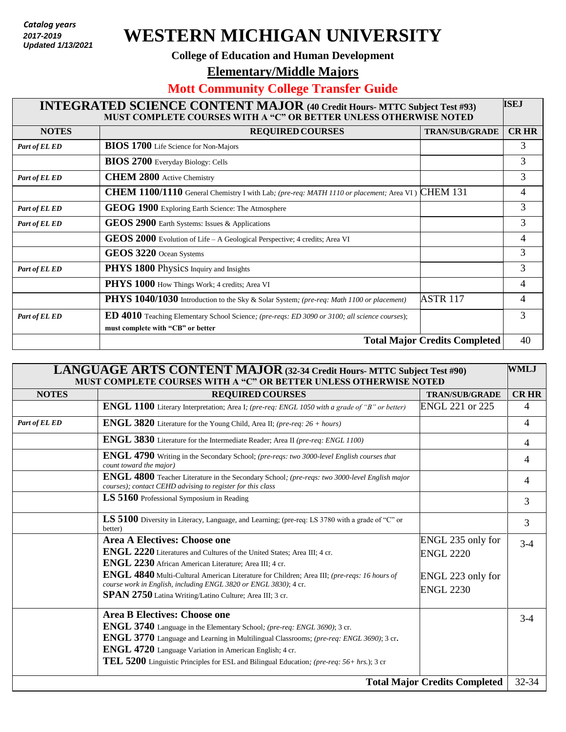*Catalog years 2017-2019 Updated 1/13/2021*

# WESTERN MICHIGAN UNIVERSITY

**College of Education and Human Development**

## Elementary/Middle Majors

## Mott Community College Transfer Guide

### INTEGRATED SCIENCE CONTENT MAJOR (40 Credit Hours- MTTC Subject Test #93) — ISEJ

**MUST COMPLETE COURSES WITH A "C" OR BETTER UNLESS OTHERWISE NOTED**

| NOTES | REQUIRED COURSES | TRAN/SUB/GRADE | CR HR |
|---|---|---|---|
| *Part of EL ED* | **BIOS 1700** Life Science for Non-Majors | | 3 |
| | **BIOS 2700** Everyday Biology: Cells | | 3 |
| *Part of EL ED* | **CHEM 2800** Active Chemistry | | 3 |
| | **CHEM 1100/1110** General Chemistry I with Lab; *(pre-req: MATH 1110 or placement;* Area VI ) | CHEM 131 | 4 |
| *Part of EL ED* | **GEOG 1900** Exploring Earth Science: The Atmosphere | | 3 |
| *Part of EL ED* | **GEOS 2900** Earth Systems: Issues & Applications | | 3 |
| | **GEOS 2000** Evolution of Life – A Geological Perspective; 4 credits; Area VI | | 4 |
| | **GEOS 3220** Ocean Systems | | 3 |
| *Part of EL ED* | **PHYS 1800** Physics Inquiry and Insights | | 3 |
| | **PHYS 1000** How Things Work; 4 credits; Area VI | | 4 |
| | **PHYS 1040/1030** Introduction to the Sky & Solar System; *(pre-req: Math 1100 or placement)* | ASTR 117 | 4 |
| *Part of EL ED* | **ED 4010** Teaching Elementary School Science; *(pre-reqs: ED 3090 or 3100; all science courses)*; **must complete with "CB" or better** | | 3 |
| | | **Total Major Credits Completed** | 40 |

### LANGUAGE ARTS CONTENT MAJOR (32-34 Credit Hours- MTTC Subject Test #90) — WMLJ

**MUST COMPLETE COURSES WITH A "C" OR BETTER UNLESS OTHERWISE NOTED**

| NOTES | REQUIRED COURSES | TRAN/SUB/GRADE | CR HR |
|---|---|---|---|
| | **ENGL 1100** Literary Interpretation; Area I; *(pre-req: ENGL 1050 with a grade of "B" or better)* | ENGL 221 or 225 | 4 |
| *Part of EL ED* | **ENGL 3820** Literature for the Young Child, Area II; *(pre-req: 26 + hours)* | | 4 |
| | **ENGL 3830** Literature for the Intermediate Reader; Area II *(pre-req: ENGL 1100)* | | 4 |
| | **ENGL 4790** Writing in the Secondary School; *(pre-reqs: two 3000-level English courses that count toward the major)* | | 4 |
| | **ENGL 4800** Teacher Literature in the Secondary School; *(pre-reqs: two 3000-level English major courses); contact CEHD advising to register for this class* | | 4 |
| | **LS 5160** Professional Symposium in Reading | | 3 |
| | **LS 5100** Diversity in Literacy, Language, and Learning; (pre-req: LS 3780 with a grade of "C" or better) | | 3 |
| | **Area A Electives: Choose one**<br>**ENGL 2220** Literatures and Cultures of the United States; Area III; 4 cr.<br>**ENGL 2230** African American Literature; Area III; 4 cr.<br>**ENGL 4840** Multi-Cultural American Literature for Children; Area III; *(pre-reqs: 16 hours of course work in English, including ENGL 3820 or ENGL 3830)*; 4 cr.<br>**SPAN 2750** Latina Writing/Latino Culture; Area III; 3 cr. | ENGL 235 only for ENGL 2220<br><br>ENGL 223 only for ENGL 2230 | 3-4 |
| | **Area B Electives: Choose one**<br>**ENGL 3740** Language in the Elementary School; *(pre-req: ENGL 3690)*; 3 cr.<br>**ENGL 3770** Language and Learning in Multilingual Classrooms; *(pre-req: ENGL 3690)*; 3 cr.<br>**ENGL 4720** Language Variation in American English; 4 cr.<br>**TEL 5200** Linguistic Principles for ESL and Bilingual Education; *(pre-req: 56+ hrs.)*; 3 cr | | 3-4 |
| | | **Total Major Credits Completed** | 32-34 |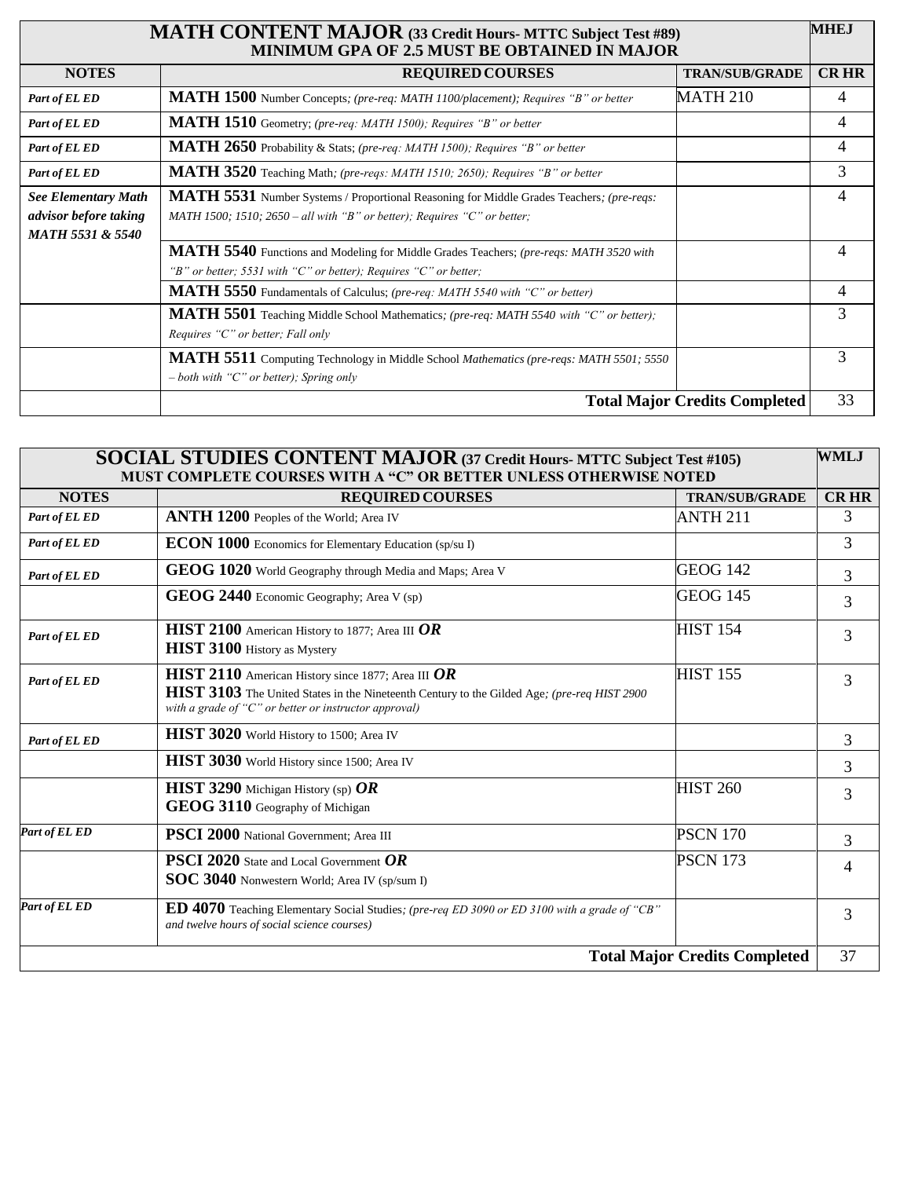| MATH CONTENT MAJOR (33 Credit Hours- MTTC Subject Test #89) MINIMUM GPA OF 2.5 MUST BE OBTAINED IN MAJOR | | | MHEJ |
|---|---|---|---|
| **NOTES** | **REQUIRED COURSES** | **TRAN/SUB/GRADE** | **CR HR** |
| *Part of EL ED* | **MATH 1500** Number Concepts; *(pre-req: MATH 1100/placement); Requires "B" or better* | MATH 210 | 4 |
| *Part of EL ED* | **MATH 1510** Geometry; *(pre-req: MATH 1500); Requires "B" or better* | | 4 |
| *Part of EL ED* | **MATH 2650** Probability & Stats; *(pre-req: MATH 1500); Requires "B" or better* | | 4 |
| *Part of EL ED* | **MATH 3520** Teaching Math; *(pre-reqs: MATH 1510; 2650); Requires "B" or better* | | 3 |
| *See Elementary Math advisor before taking MATH 5531 & 5540* | **MATH 5531** Number Systems / Proportional Reasoning for Middle Grades Teachers; *(pre-reqs: MATH 1500; 1510; 2650 – all with "B" or better); Requires "C" or better;* | | 4 |
| | **MATH 5540** Functions and Modeling for Middle Grades Teachers; *(pre-reqs: MATH 3520 with "B" or better; 5531 with "C" or better); Requires "C" or better;* | | 4 |
| | **MATH 5550** Fundamentals of Calculus; *(pre-req: MATH 5540 with "C" or better)* | | 4 |
| | **MATH 5501** Teaching Middle School Mathematics; *(pre-req: MATH 5540 with "C" or better); Requires "C" or better; Fall only* | | 3 |
| | **MATH 5511** Computing Technology in Middle School *Mathematics (pre-reqs: MATH 5501; 5550 – both with "C" or better); Spring only* | | 3 |
| | **Total Major Credits Completed** | | 33 |

| SOCIAL STUDIES CONTENT MAJOR (37 Credit Hours- MTTC Subject Test #105) MUST COMPLETE COURSES WITH A "C" OR BETTER UNLESS OTHERWISE NOTED | | | WMLJ |
|---|---|---|---|
| **NOTES** | **REQUIRED COURSES** | **TRAN/SUB/GRADE** | **CR HR** |
| *Part of EL ED* | **ANTH 1200** Peoples of the World; Area IV | ANTH 211 | 3 |
| *Part of EL ED* | **ECON 1000** Economics for Elementary Education (sp/su I) | | 3 |
| *Part of EL ED* | **GEOG 1020** World Geography through Media and Maps; Area V | GEOG 142 | 3 |
| | **GEOG 2440** Economic Geography; Area V (sp) | GEOG 145 | 3 |
| *Part of EL ED* | **HIST 2100** American History to 1877; Area III ***OR*** **HIST 3100** History as Mystery | HIST 154 | 3 |
| *Part of EL ED* | **HIST 2110** American History since 1877; Area III ***OR*** **HIST 3103** The United States in the Nineteenth Century to the Gilded Age; *(pre-req HIST 2900 with a grade of "C" or better or instructor approval)* | HIST 155 | 3 |
| *Part of EL ED* | **HIST 3020** World History to 1500; Area IV | | 3 |
| | **HIST 3030** World History since 1500; Area IV | | 3 |
| | **HIST 3290** Michigan History (sp) ***OR*** **GEOG 3110** Geography of Michigan | HIST 260 | 3 |
| *Part of EL ED* | **PSCI 2000** National Government; Area III | PSCN 170 | 3 |
| | **PSCI 2020** State and Local Government ***OR*** **SOC 3040** Nonwestern World; Area IV (sp/sum I) | PSCN 173 | 4 |
| *Part of EL ED* | **ED 4070** Teaching Elementary Social Studies; *(pre-req ED 3090 or ED 3100 with a grade of "CB" and twelve hours of social science courses)* | | 3 |
| | **Total Major Credits Completed** | | 37 |